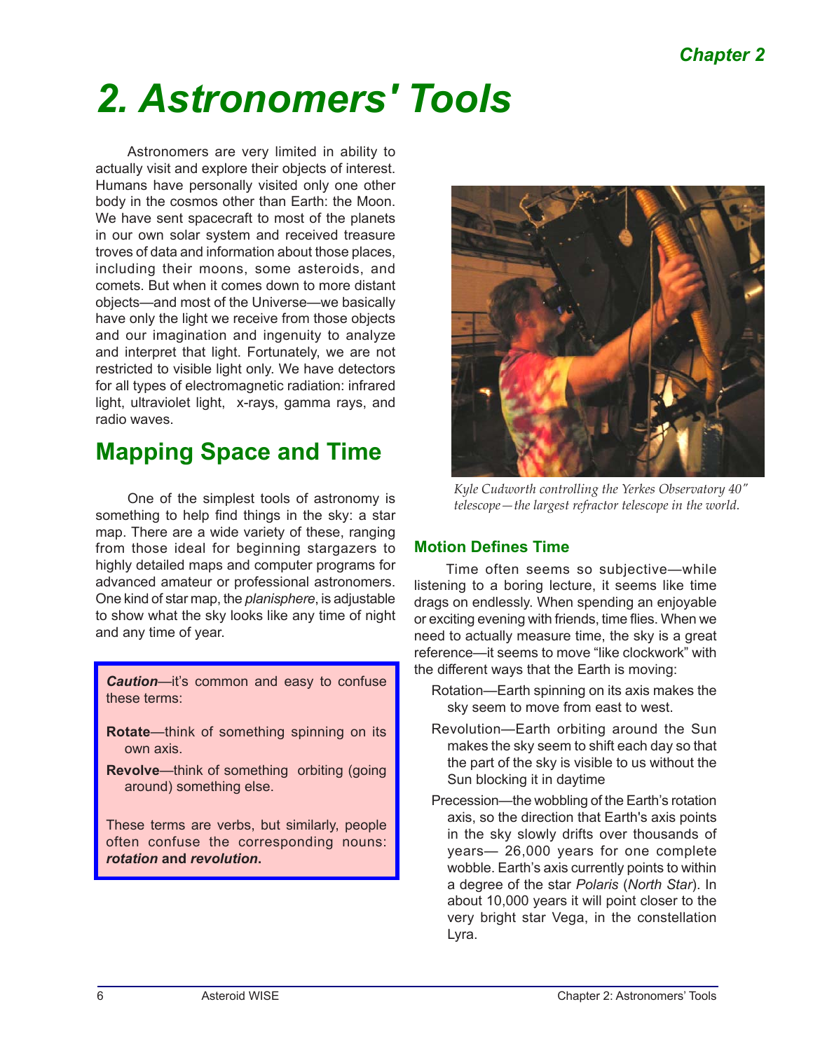# 2. Astronomers' Tools

Astronomers are very limited in ability to actually visit and explore their objects of interest. Humans have personally visited only one other body in the cosmos other than Earth: the Moon. We have sent spacecraft to most of the planets in our own solar system and received treasure troves of data and information about those places, including their moons, some asteroids, and comets. But when it comes down to more distant objects—and most of the Universe—we basically have only the light we receive from those objects and our imagination and ingenuity to analyze and interpret that light. Fortunately, we are not restricted to visible light only. We have detectors for all types of electromagnetic radiation: infrared light, ultraviolet light, x-rays, gamma rays, and radio waves.

*Kyle Cudworth controlling the Yerkes Observatory 40" telescope—the largest refractor telescope in the world.*

## Mapping Space and Time

One of the simplest tools of astronomy is something to help find things in the sky: a star map. There are a wide variety of these, ranging from those ideal for beginning stargazers to highly detailed maps and computer programs for advanced amateur or professional astronomers. One kind of star map, the *planisphere*, is adjustable to show what the sky looks like any time of night and any time of year.

> ***Caution***—it's common and easy to confuse these terms:
>
> **Rotate**—think of something spinning on its own axis.
>
> **Revolve**—think of something orbiting (going around) something else.
>
> These terms are verbs, but similarly, people often confuse the corresponding nouns: ***rotation*** **and** ***revolution*****.**

### Motion Defines Time

Time often seems so subjective—while listening to a boring lecture, it seems like time drags on endlessly. When spending an enjoyable or exciting evening with friends, time flies. When we need to actually measure time, the sky is a great reference—it seems to move "like clockwork" with the different ways that the Earth is moving:

Rotation—Earth spinning on its axis makes the sky seem to move from east to west.

Revolution—Earth orbiting around the Sun makes the sky seem to shift each day so that the part of the sky is visible to us without the Sun blocking it in daytime

Precession—the wobbling of the Earth's rotation axis, so the direction that Earth's axis points in the sky slowly drifts over thousands of years— 26,000 years for one complete wobble. Earth's axis currently points to within a degree of the star *Polaris* (*North Star*). In about 10,000 years it will point closer to the very bright star Vega, in the constellation Lyra.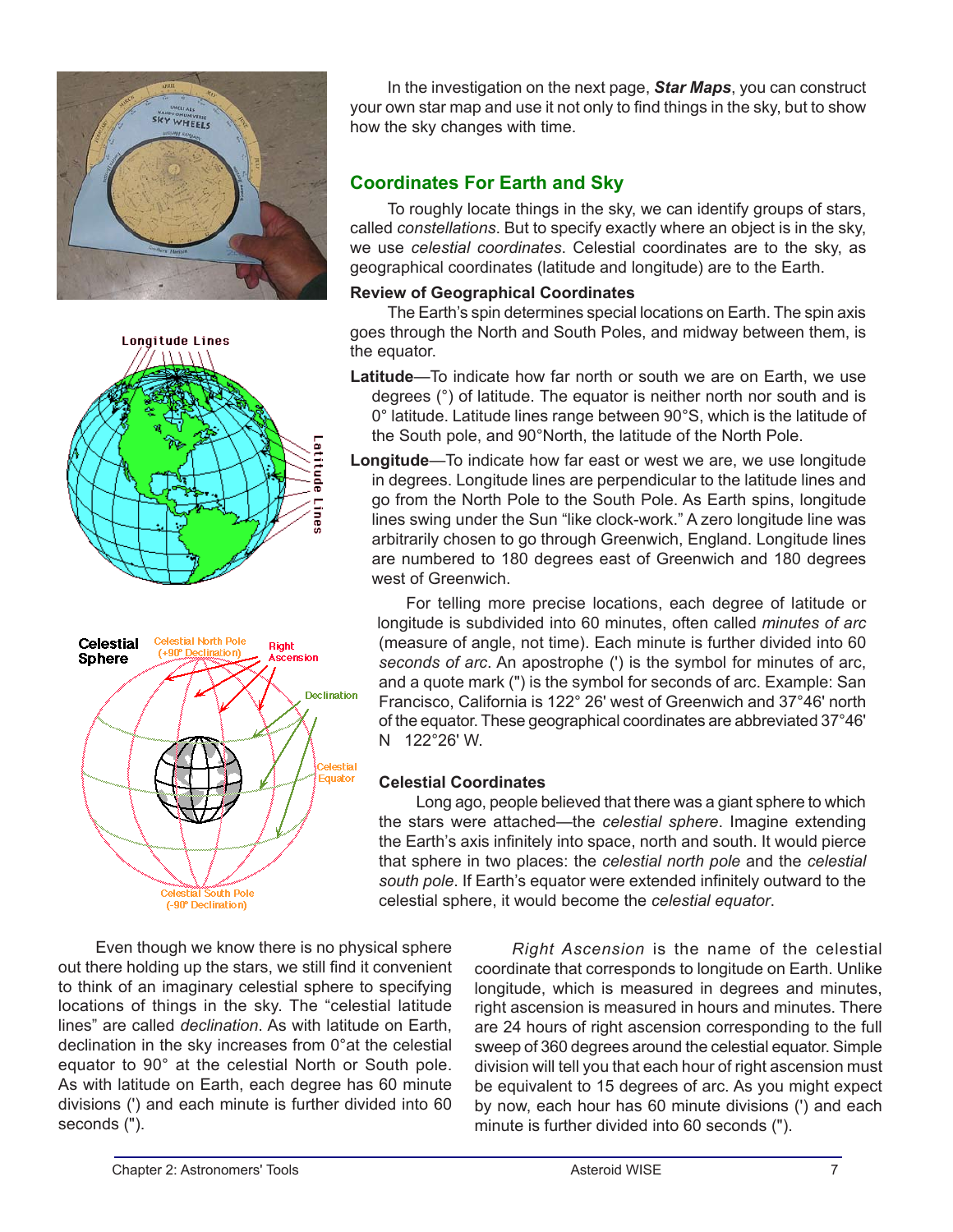In the investigation on the next page, ***Star Maps***, you can construct your own star map and use it not only to find things in the sky, but to show how the sky changes with time.

## Coordinates For Earth and Sky

To roughly locate things in the sky, we can identify groups of stars, called *constellations*. But to specify exactly where an object is in the sky, we use *celestial coordinates*. Celestial coordinates are to the sky, as geographical coordinates (latitude and longitude) are to the Earth.

### Review of Geographical Coordinates

The Earth's spin determines special locations on Earth. The spin axis goes through the North and South Poles, and midway between them, is the equator.

**Latitude**—To indicate how far north or south we are on Earth, we use degrees (°) of latitude. The equator is neither north nor south and is 0° latitude. Latitude lines range between 90°S, which is the latitude of the South pole, and 90°North, the latitude of the North Pole.

**Longitude**—To indicate how far east or west we are, we use longitude in degrees. Longitude lines are perpendicular to the latitude lines and go from the North Pole to the South Pole. As Earth spins, longitude lines swing under the Sun "like clock-work." A zero longitude line was arbitrarily chosen to go through Greenwich, England. Longitude lines are numbered to 180 degrees east of Greenwich and 180 degrees west of Greenwich.

For telling more precise locations, each degree of latitude or longitude is subdivided into 60 minutes, often called *minutes of arc* (measure of angle, not time). Each minute is further divided into 60 *seconds of arc*. An apostrophe (') is the symbol for minutes of arc, and a quote mark (") is the symbol for seconds of arc. Example: San Francisco, California is 122° 26' west of Greenwich and 37°46' north of the equator. These geographical coordinates are abbreviated 37°46' N 122°26' W.

### Celestial Coordinates

Long ago, people believed that there was a giant sphere to which the stars were attached—the *celestial sphere*. Imagine extending the Earth's axis infinitely into space, north and south. It would pierce that sphere in two places: the *celestial north pole* and the *celestial south pole*. If Earth's equator were extended infinitely outward to the celestial sphere, it would become the *celestial equator*.

Even though we know there is no physical sphere out there holding up the stars, we still find it convenient to think of an imaginary celestial sphere to specifying locations of things in the sky. The "celestial latitude lines" are called *declination*. As with latitude on Earth, declination in the sky increases from 0°at the celestial equator to 90° at the celestial North or South pole. As with latitude on Earth, each degree has 60 minute divisions (') and each minute is further divided into 60 seconds (").

*Right Ascension* is the name of the celestial coordinate that corresponds to longitude on Earth. Unlike longitude, which is measured in degrees and minutes, right ascension is measured in hours and minutes. There are 24 hours of right ascension corresponding to the full sweep of 360 degrees around the celestial equator. Simple division will tell you that each hour of right ascension must be equivalent to 15 degrees of arc. As you might expect by now, each hour has 60 minute divisions (') and each minute is further divided into 60 seconds (").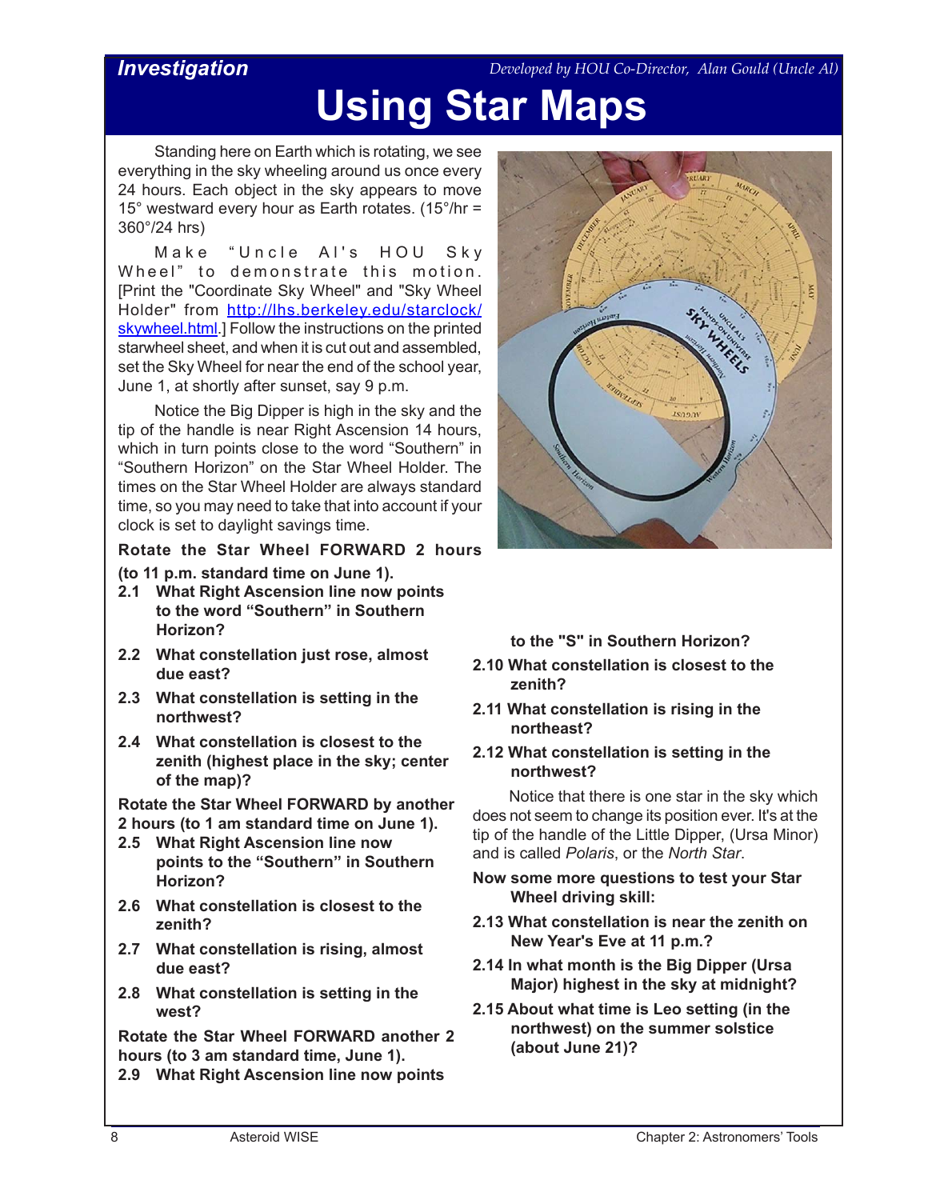**Investigation** *Developed by HOU Co-Director, Alan Gould (Uncle Al)*

# Using Star Maps

Standing here on Earth which is rotating, we see everything in the sky wheeling around us once every 24 hours. Each object in the sky appears to move 15° westward every hour as Earth rotates. (15°/hr = 360°/24 hrs)

Make "Uncle Al's HOU Sky Wheel" to demonstrate this motion. [Print the "Coordinate Sky Wheel" and "Sky Wheel Holder" from http://lhs.berkeley.edu/starclock/skywheel.html.] Follow the instructions on the printed starwheel sheet, and when it is cut out and assembled, set the Sky Wheel for near the end of the school year, June 1, at shortly after sunset, say 9 p.m.

Notice the Big Dipper is high in the sky and the tip of the handle is near Right Ascension 14 hours, which in turn points close to the word "Southern" in "Southern Horizon" on the Star Wheel Holder. The times on the Star Wheel Holder are always standard time, so you may need to take that into account if your clock is set to daylight savings time.

**Rotate the Star Wheel FORWARD 2 hours (to 11 p.m. standard time on June 1).**

**2.1 What Right Ascension line now points to the word "Southern" in Southern Horizon?**

**2.2 What constellation just rose, almost due east?**

**2.3 What constellation is setting in the northwest?**

**2.4 What constellation is closest to the zenith (highest place in the sky; center of the map)?**

**Rotate the Star Wheel FORWARD by another 2 hours (to 1 am standard time on June 1).**

**2.5 What Right Ascension line now points to the "Southern" in Southern Horizon?**

**2.6 What constellation is closest to the zenith?**

**2.7 What constellation is rising, almost due east?**

**2.8 What constellation is setting in the west?**

**Rotate the Star Wheel FORWARD another 2 hours (to 3 am standard time, June 1).**

**2.9 What Right Ascension line now points to the "S" in Southern Horizon?**

**2.10 What constellation is closest to the zenith?**

**2.11 What constellation is rising in the northeast?**

**2.12 What constellation is setting in the northwest?**

Notice that there is one star in the sky which does not seem to change its position ever. It's at the tip of the handle of the Little Dipper, (Ursa Minor) and is called *Polaris*, or the *North Star*.

**Now some more questions to test your Star Wheel driving skill:**

**2.13 What constellation is near the zenith on New Year's Eve at 11 p.m.?**

**2.14 In what month is the Big Dipper (Ursa Major) highest in the sky at midnight?**

**2.15 About what time is Leo setting (in the northwest) on the summer solstice (about June 21)?**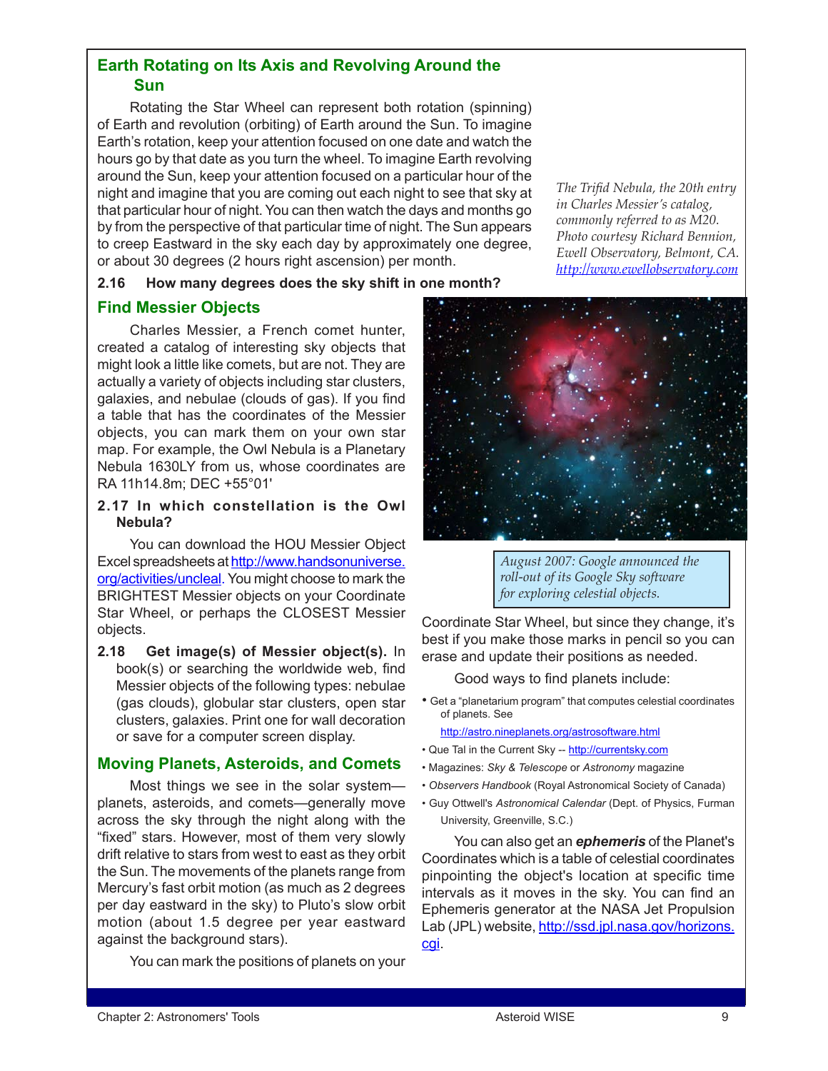## Earth Rotating on Its Axis and Revolving Around the Sun

Rotating the Star Wheel can represent both rotation (spinning) of Earth and revolution (orbiting) of Earth around the Sun. To imagine Earth's rotation, keep your attention focused on one date and watch the hours go by that date as you turn the wheel. To imagine Earth revolving around the Sun, keep your attention focused on a particular hour of the night and imagine that you are coming out each night to see that sky at that particular hour of night. You can then watch the days and months go by from the perspective of that particular time of night. The Sun appears to creep Eastward in the sky each day by approximately one degree, or about 30 degrees (2 hours right ascension) per month.

**2.16 How many degrees does the sky shift in one month?**

*The Trifid Nebula, the 20th entry in Charles Messier's catalog, commonly referred to as M20. Photo courtesy Richard Bennion, Ewell Observatory, Belmont, CA. http://www.ewellobservatory.com*

## Find Messier Objects

Charles Messier, a French comet hunter, created a catalog of interesting sky objects that might look a little like comets, but are not. They are actually a variety of objects including star clusters, galaxies, and nebulae (clouds of gas). If you find a table that has the coordinates of the Messier objects, you can mark them on your own star map. For example, the Owl Nebula is a Planetary Nebula 1630LY from us, whose coordinates are RA 11h14.8m; DEC +55°01'

**2.17 In which constellation is the Owl Nebula?**

You can download the HOU Messier Object Excel spreadsheets at http://www.handsonuniverse.org/activities/uncleal. You might choose to mark the BRIGHTEST Messier objects on your Coordinate Star Wheel, or perhaps the CLOSEST Messier objects.

**2.18 Get image(s) of Messier object(s).** In book(s) or searching the worldwide web, find Messier objects of the following types: nebulae (gas clouds), globular star clusters, open star clusters, galaxies. Print one for wall decoration or save for a computer screen display.

*August 2007: Google announced the roll-out of its Google Sky software for exploring celestial objects.*

## Moving Planets, Asteroids, and Comets

Most things we see in the solar system—planets, asteroids, and comets—generally move across the sky through the night along with the "fixed" stars. However, most of them very slowly drift relative to stars from west to east as they orbit the Sun. The movements of the planets range from Mercury's fast orbit motion (as much as 2 degrees per day eastward in the sky) to Pluto's slow orbit motion (about 1.5 degree per year eastward against the background stars).

You can mark the positions of planets on your Coordinate Star Wheel, but since they change, it's best if you make those marks in pencil so you can erase and update their positions as needed.

Good ways to find planets include:

- Get a "planetarium program" that computes celestial coordinates of planets. See http://astro.nineplanets.org/astrosoftware.html
- Que Tal in the Current Sky -- http://currentsky.com
- Magazines: *Sky & Telescope* or *Astronomy* magazine
- *Observers Handbook* (Royal Astronomical Society of Canada)
- Guy Ottwell's *Astronomical Calendar* (Dept. of Physics, Furman University, Greenville, S.C.)

You can also get an ***ephemeris*** of the Planet's Coordinates which is a table of celestial coordinates pinpointing the object's location at specific time intervals as it moves in the sky. You can find an Ephemeris generator at the NASA Jet Propulsion Lab (JPL) website, http://ssd.jpl.nasa.gov/horizons.cgi.